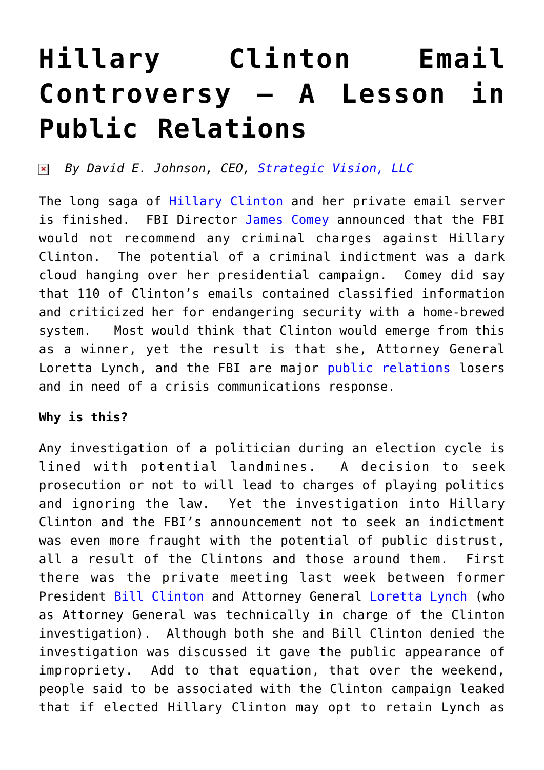# Hillary Clinton Email Controversy – A Lesson in Public Relations

*By David E. Johnson, CEO, Strategic Vision, LLC*

The long saga of Hillary Clinton and her private email server is finished. FBI Director James Comey announced that the FBI would not recommend any criminal charges against Hillary Clinton. The potential of a criminal indictment was a dark cloud hanging over her presidential campaign. Comey did say that 110 of Clinton's emails contained classified information and criticized her for endangering security with a home-brewed system. Most would think that Clinton would emerge from this as a winner, yet the result is that she, Attorney General Loretta Lynch, and the FBI are major public relations losers and in need of a crisis communications response.

**Why is this?**

Any investigation of a politician during an election cycle is lined with potential landmines. A decision to seek prosecution or not to will lead to charges of playing politics and ignoring the law. Yet the investigation into Hillary Clinton and the FBI's announcement not to seek an indictment was even more fraught with the potential of public distrust, all a result of the Clintons and those around them. First there was the private meeting last week between former President Bill Clinton and Attorney General Loretta Lynch (who as Attorney General was technically in charge of the Clinton investigation). Although both she and Bill Clinton denied the investigation was discussed it gave the public appearance of impropriety. Add to that equation, that over the weekend, people said to be associated with the Clinton campaign leaked that if elected Hillary Clinton may opt to retain Lynch as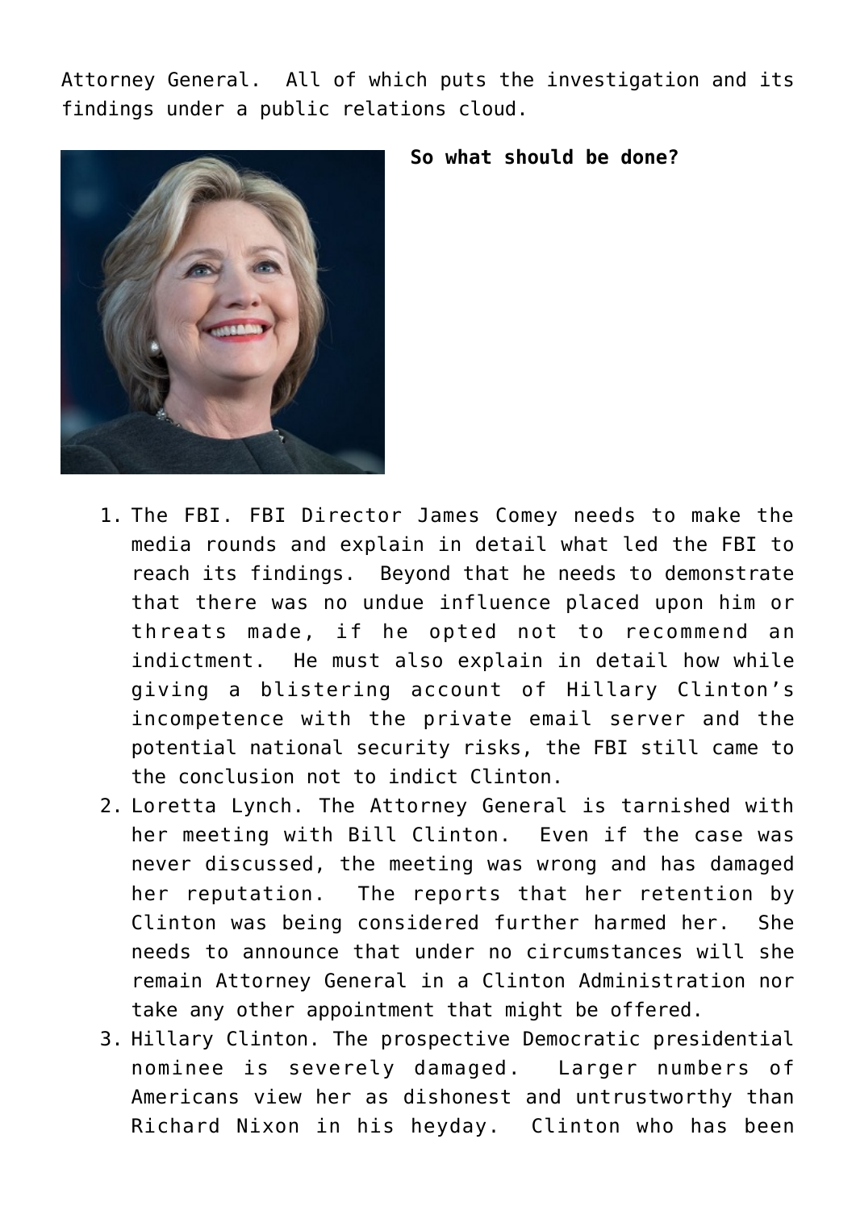Attorney General. All of which puts the investigation and its findings under a public relations cloud.

**So what should be done?**

1. The FBI. FBI Director James Comey needs to make the media rounds and explain in detail what led the FBI to reach its findings. Beyond that he needs to demonstrate that there was no undue influence placed upon him or threats made, if he opted not to recommend an indictment. He must also explain in detail how while giving a blistering account of Hillary Clinton's incompetence with the private email server and the potential national security risks, the FBI still came to the conclusion not to indict Clinton.
2. Loretta Lynch. The Attorney General is tarnished with her meeting with Bill Clinton. Even if the case was never discussed, the meeting was wrong and has damaged her reputation. The reports that her retention by Clinton was being considered further harmed her. She needs to announce that under no circumstances will she remain Attorney General in a Clinton Administration nor take any other appointment that might be offered.
3. Hillary Clinton. The prospective Democratic presidential nominee is severely damaged. Larger numbers of Americans view her as dishonest and untrustworthy than Richard Nixon in his heyday. Clinton who has been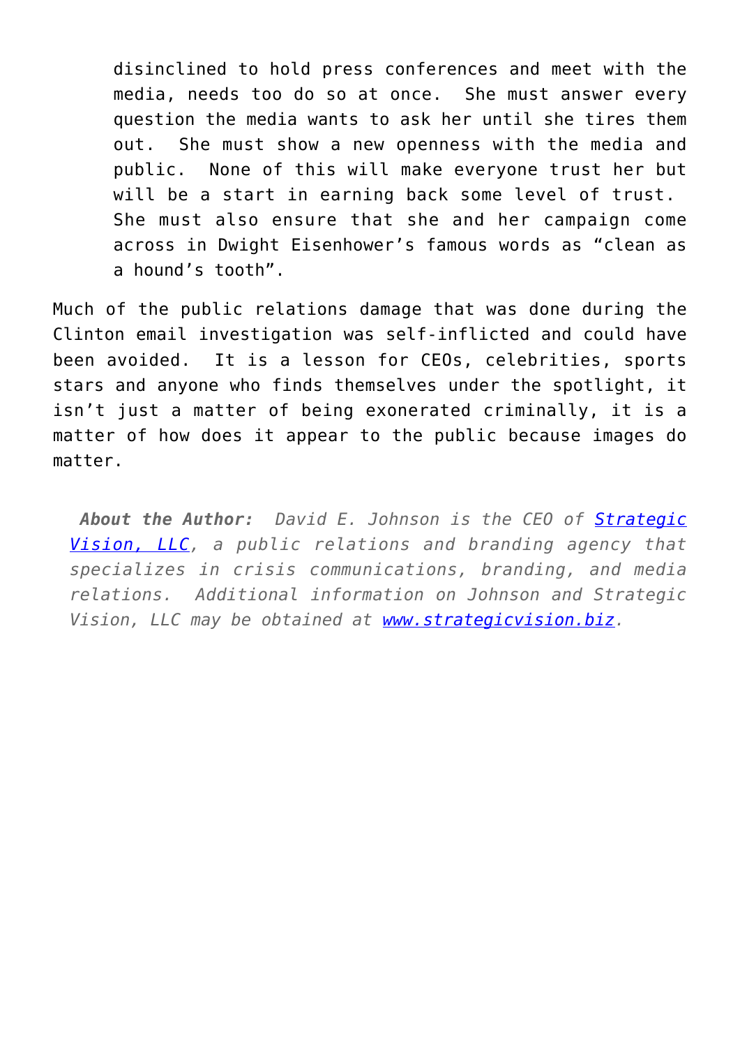disinclined to hold press conferences and meet with the media, needs too do so at once. She must answer every question the media wants to ask her until she tires them out. She must show a new openness with the media and public. None of this will make everyone trust her but will be a start in earning back some level of trust. She must also ensure that she and her campaign come across in Dwight Eisenhower's famous words as "clean as a hound's tooth".

Much of the public relations damage that was done during the Clinton email investigation was self-inflicted and could have been avoided. It is a lesson for CEOs, celebrities, sports stars and anyone who finds themselves under the spotlight, it isn't just a matter of being exonerated criminally, it is a matter of how does it appear to the public because images do matter.

***About the Author:*** *David E. Johnson is the CEO of [Strategic Vision, LLC](http://www.strategicvision.biz), a public relations and branding agency that specializes in crisis communications, branding, and media relations. Additional information on Johnson and Strategic Vision, LLC may be obtained at [www.strategicvision.biz](http://www.strategicvision.biz).*